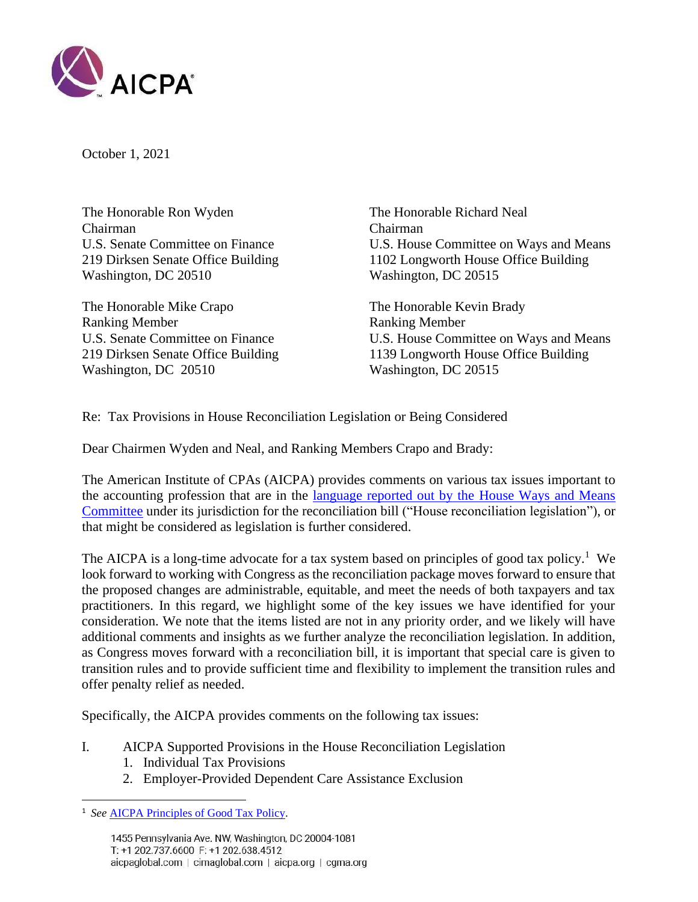October 1, 2021

The Honorable Ron Wyden
Chairman
U.S. Senate Committee on Finance
219 Dirksen Senate Office Building
Washington, DC 20510

The Honorable Mike Crapo
Ranking Member
U.S. Senate Committee on Finance
219 Dirksen Senate Office Building
Washington, DC 20510

The Honorable Richard Neal
Chairman
U.S. House Committee on Ways and Means
1102 Longworth House Office Building
Washington, DC 20515

The Honorable Kevin Brady
Ranking Member
U.S. House Committee on Ways and Means
1139 Longworth House Office Building
Washington, DC 20515

Re: Tax Provisions in House Reconciliation Legislation or Being Considered

Dear Chairmen Wyden and Neal, and Ranking Members Crapo and Brady:

The American Institute of CPAs (AICPA) provides comments on various tax issues important to the accounting profession that are in the language reported out by the House Ways and Means Committee under its jurisdiction for the reconciliation bill ("House reconciliation legislation"), or that might be considered as legislation is further considered.

The AICPA is a long-time advocate for a tax system based on principles of good tax policy.[1] We look forward to working with Congress as the reconciliation package moves forward to ensure that the proposed changes are administrable, equitable, and meet the needs of both taxpayers and tax practitioners. In this regard, we highlight some of the key issues we have identified for your consideration. We note that the items listed are not in any priority order, and we likely will have additional comments and insights as we further analyze the reconciliation legislation. In addition, as Congress moves forward with a reconciliation bill, it is important that special care is given to transition rules and to provide sufficient time and flexibility to implement the transition rules and offer penalty relief as needed.

Specifically, the AICPA provides comments on the following tax issues:

I. AICPA Supported Provisions in the House Reconciliation Legislation
   1. Individual Tax Provisions
   2. Employer-Provided Dependent Care Assistance Exclusion

[1] *See* AICPA Principles of Good Tax Policy.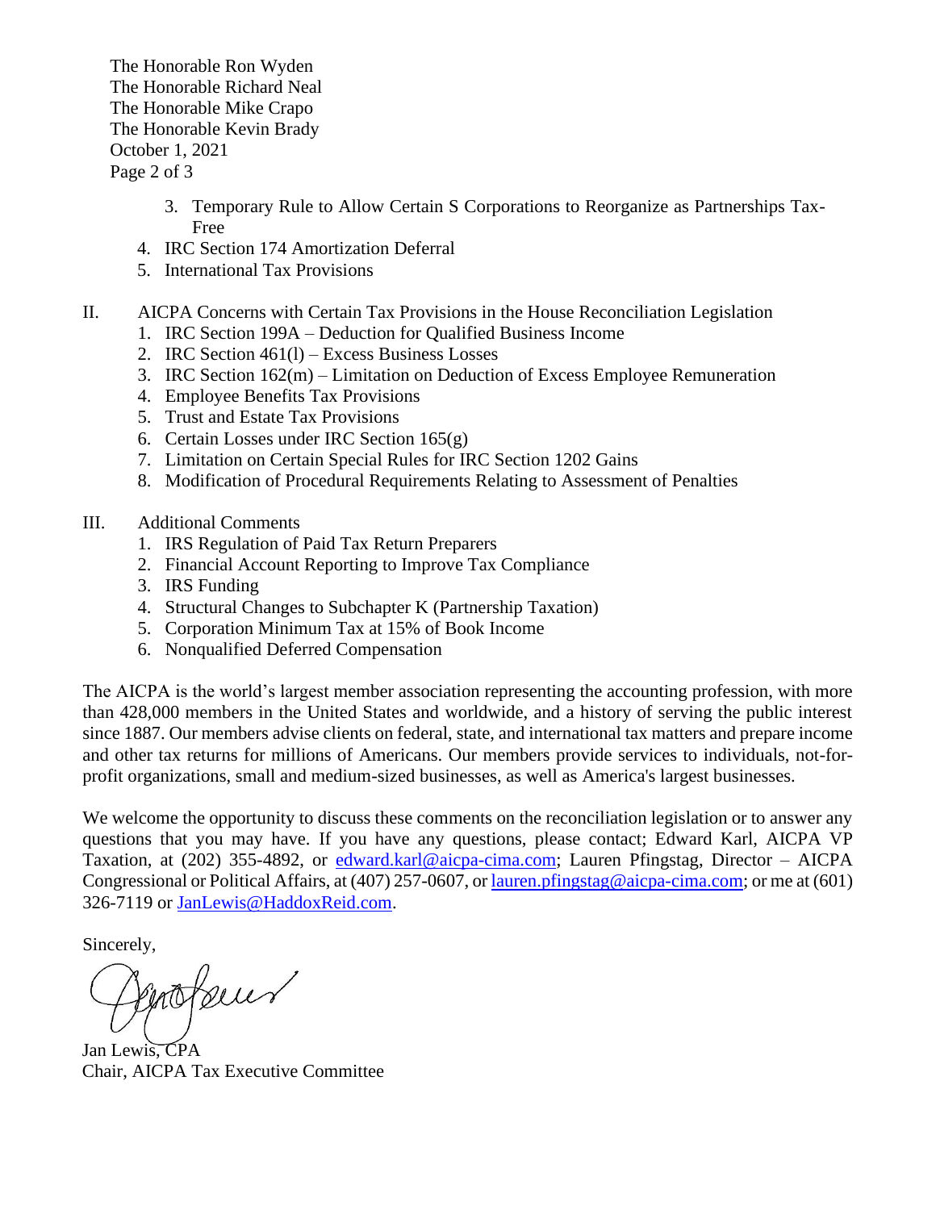3. Temporary Rule to Allow Certain S Corporations to Reorganize as Partnerships Tax-Free
4. IRC Section 174 Amortization Deferral
5. International Tax Provisions

II. AICPA Concerns with Certain Tax Provisions in the House Reconciliation Legislation
1. IRC Section 199A – Deduction for Qualified Business Income
2. IRC Section 461(l) – Excess Business Losses
3. IRC Section 162(m) – Limitation on Deduction of Excess Employee Remuneration
4. Employee Benefits Tax Provisions
5. Trust and Estate Tax Provisions
6. Certain Losses under IRC Section 165(g)
7. Limitation on Certain Special Rules for IRC Section 1202 Gains
8. Modification of Procedural Requirements Relating to Assessment of Penalties

III. Additional Comments
1. IRS Regulation of Paid Tax Return Preparers
2. Financial Account Reporting to Improve Tax Compliance
3. IRS Funding
4. Structural Changes to Subchapter K (Partnership Taxation)
5. Corporation Minimum Tax at 15% of Book Income
6. Nonqualified Deferred Compensation

The AICPA is the world's largest member association representing the accounting profession, with more than 428,000 members in the United States and worldwide, and a history of serving the public interest since 1887. Our members advise clients on federal, state, and international tax matters and prepare income and other tax returns for millions of Americans. Our members provide services to individuals, not-for-profit organizations, small and medium-sized businesses, as well as America's largest businesses.

We welcome the opportunity to discuss these comments on the reconciliation legislation or to answer any questions that you may have. If you have any questions, please contact; Edward Karl, AICPA VP Taxation, at (202) 355-4892, or edward.karl@aicpa-cima.com; Lauren Pfingstag, Director – AICPA Congressional or Political Affairs, at (407) 257-0607, or lauren.pfingstag@aicpa-cima.com; or me at (601) 326-7119 or JanLewis@HaddoxReid.com.

Sincerely,

Jan Lewis, CPA
Chair, AICPA Tax Executive Committee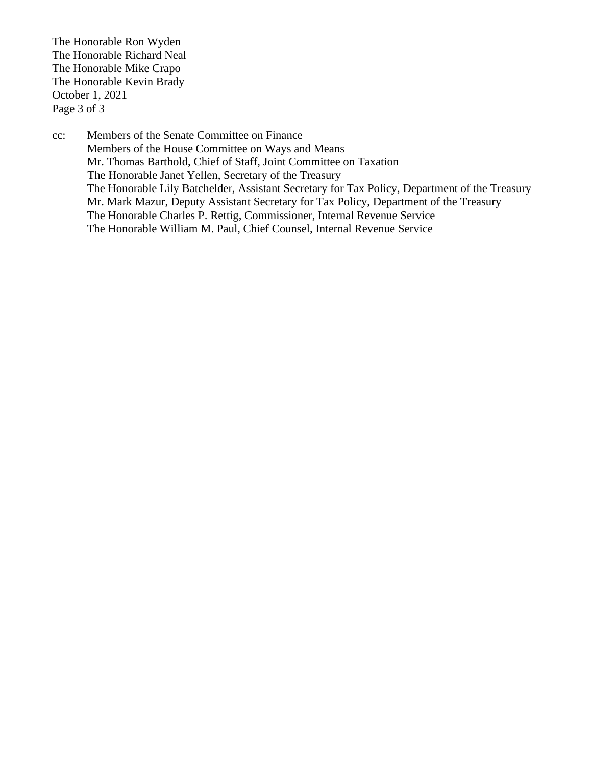cc: Members of the Senate Committee on Finance
Members of the House Committee on Ways and Means
Mr. Thomas Barthold, Chief of Staff, Joint Committee on Taxation
The Honorable Janet Yellen, Secretary of the Treasury
The Honorable Lily Batchelder, Assistant Secretary for Tax Policy, Department of the Treasury
Mr. Mark Mazur, Deputy Assistant Secretary for Tax Policy, Department of the Treasury
The Honorable Charles P. Rettig, Commissioner, Internal Revenue Service
The Honorable William M. Paul, Chief Counsel, Internal Revenue Service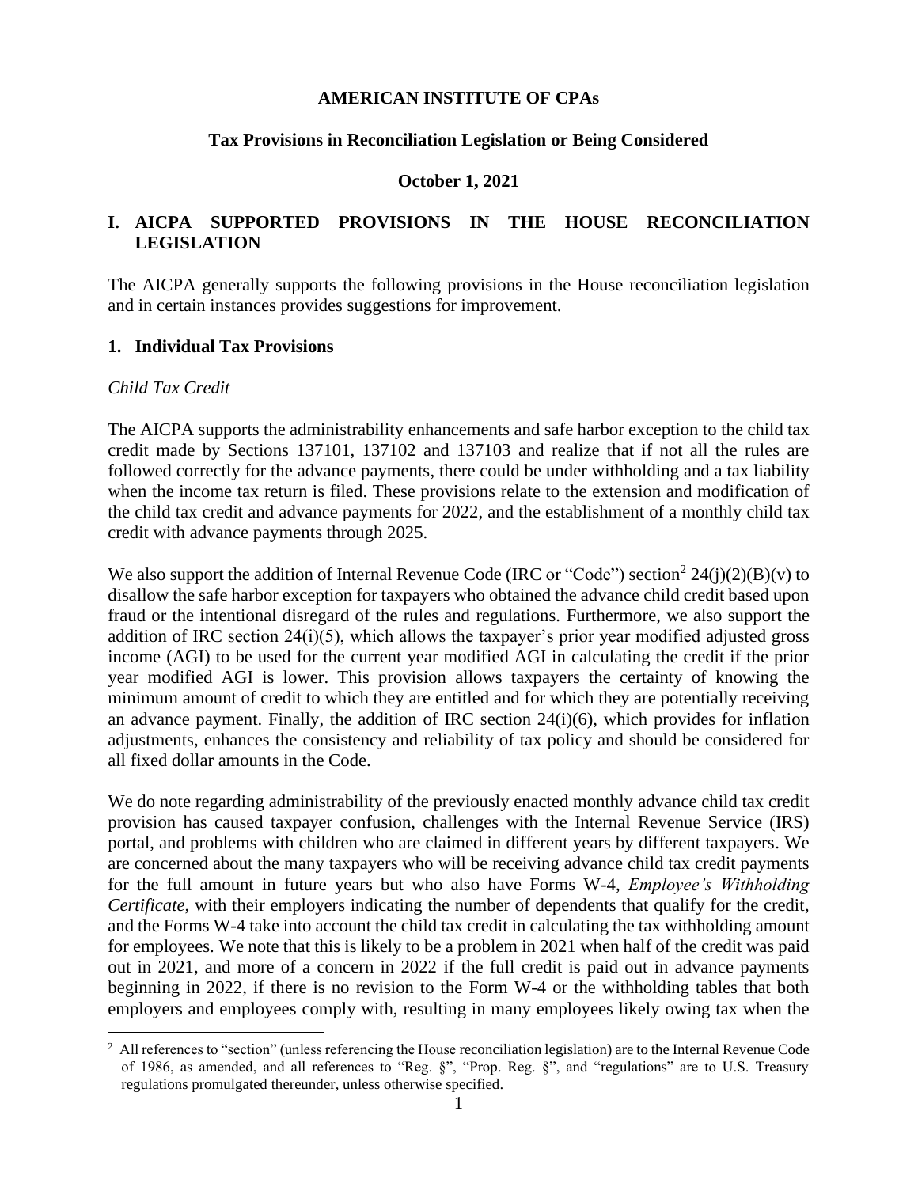**AMERICAN INSTITUTE OF CPAs**

**Tax Provisions in Reconciliation Legislation or Being Considered**

**October 1, 2021**

# I. AICPA SUPPORTED PROVISIONS IN THE HOUSE RECONCILIATION LEGISLATION

The AICPA generally supports the following provisions in the House reconciliation legislation and in certain instances provides suggestions for improvement.

## 1. Individual Tax Provisions

### *Child Tax Credit*

The AICPA supports the administrability enhancements and safe harbor exception to the child tax credit made by Sections 137101, 137102 and 137103 and realize that if not all the rules are followed correctly for the advance payments, there could be under withholding and a tax liability when the income tax return is filed. These provisions relate to the extension and modification of the child tax credit and advance payments for 2022, and the establishment of a monthly child tax credit with advance payments through 2025.

We also support the addition of Internal Revenue Code (IRC or "Code") section[2] 24(j)(2)(B)(v) to disallow the safe harbor exception for taxpayers who obtained the advance child credit based upon fraud or the intentional disregard of the rules and regulations. Furthermore, we also support the addition of IRC section 24(i)(5), which allows the taxpayer's prior year modified adjusted gross income (AGI) to be used for the current year modified AGI in calculating the credit if the prior year modified AGI is lower. This provision allows taxpayers the certainty of knowing the minimum amount of credit to which they are entitled and for which they are potentially receiving an advance payment. Finally, the addition of IRC section 24(i)(6), which provides for inflation adjustments, enhances the consistency and reliability of tax policy and should be considered for all fixed dollar amounts in the Code.

We do note regarding administrability of the previously enacted monthly advance child tax credit provision has caused taxpayer confusion, challenges with the Internal Revenue Service (IRS) portal, and problems with children who are claimed in different years by different taxpayers. We are concerned about the many taxpayers who will be receiving advance child tax credit payments for the full amount in future years but who also have Forms W-4, *Employee's Withholding Certificate*, with their employers indicating the number of dependents that qualify for the credit, and the Forms W-4 take into account the child tax credit in calculating the tax withholding amount for employees. We note that this is likely to be a problem in 2021 when half of the credit was paid out in 2021, and more of a concern in 2022 if the full credit is paid out in advance payments beginning in 2022, if there is no revision to the Form W-4 or the withholding tables that both employers and employees comply with, resulting in many employees likely owing tax when the

[2] All references to "section" (unless referencing the House reconciliation legislation) are to the Internal Revenue Code of 1986, as amended, and all references to "Reg. §", "Prop. Reg. §", and "regulations" are to U.S. Treasury regulations promulgated thereunder, unless otherwise specified.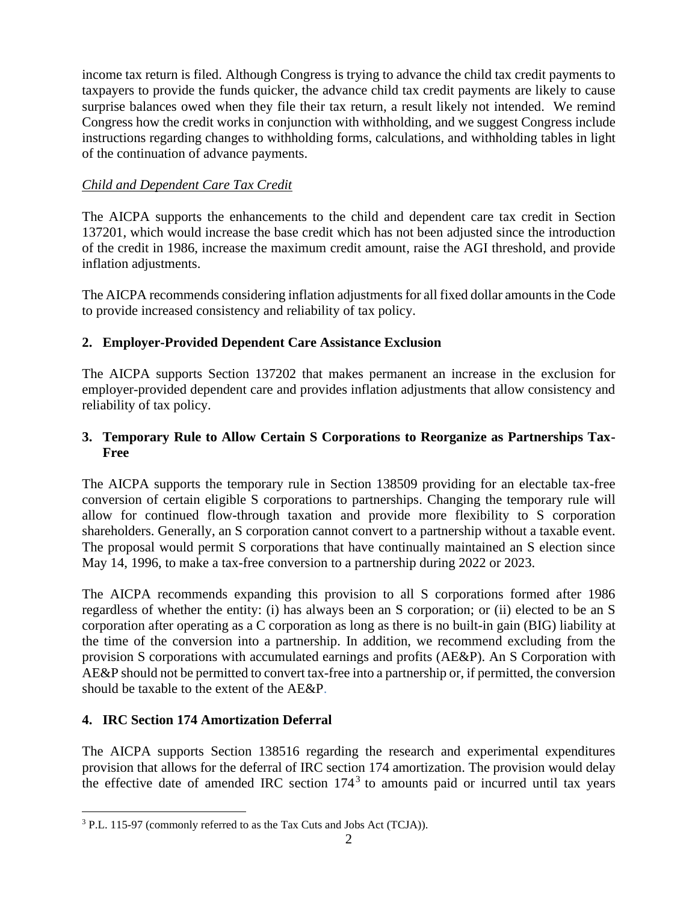income tax return is filed. Although Congress is trying to advance the child tax credit payments to taxpayers to provide the funds quicker, the advance child tax credit payments are likely to cause surprise balances owed when they file their tax return, a result likely not intended. We remind Congress how the credit works in conjunction with withholding, and we suggest Congress include instructions regarding changes to withholding forms, calculations, and withholding tables in light of the continuation of advance payments.

*Child and Dependent Care Tax Credit*

The AICPA supports the enhancements to the child and dependent care tax credit in Section 137201, which would increase the base credit which has not been adjusted since the introduction of the credit in 1986, increase the maximum credit amount, raise the AGI threshold, and provide inflation adjustments.

The AICPA recommends considering inflation adjustments for all fixed dollar amounts in the Code to provide increased consistency and reliability of tax policy.

**2. Employer-Provided Dependent Care Assistance Exclusion**

The AICPA supports Section 137202 that makes permanent an increase in the exclusion for employer-provided dependent care and provides inflation adjustments that allow consistency and reliability of tax policy.

**3. Temporary Rule to Allow Certain S Corporations to Reorganize as Partnerships Tax-Free**

The AICPA supports the temporary rule in Section 138509 providing for an electable tax-free conversion of certain eligible S corporations to partnerships. Changing the temporary rule will allow for continued flow-through taxation and provide more flexibility to S corporation shareholders. Generally, an S corporation cannot convert to a partnership without a taxable event. The proposal would permit S corporations that have continually maintained an S election since May 14, 1996, to make a tax-free conversion to a partnership during 2022 or 2023.

The AICPA recommends expanding this provision to all S corporations formed after 1986 regardless of whether the entity: (i) has always been an S corporation; or (ii) elected to be an S corporation after operating as a C corporation as long as there is no built-in gain (BIG) liability at the time of the conversion into a partnership. In addition, we recommend excluding from the provision S corporations with accumulated earnings and profits (AE&P). An S Corporation with AE&P should not be permitted to convert tax-free into a partnership or, if permitted, the conversion should be taxable to the extent of the AE&P.

**4. IRC Section 174 Amortization Deferral**

The AICPA supports Section 138516 regarding the research and experimental expenditures provision that allows for the deferral of IRC section 174 amortization. The provision would delay the effective date of amended IRC section 174[3] to amounts paid or incurred until tax years

[3] P.L. 115-97 (commonly referred to as the Tax Cuts and Jobs Act (TCJA)).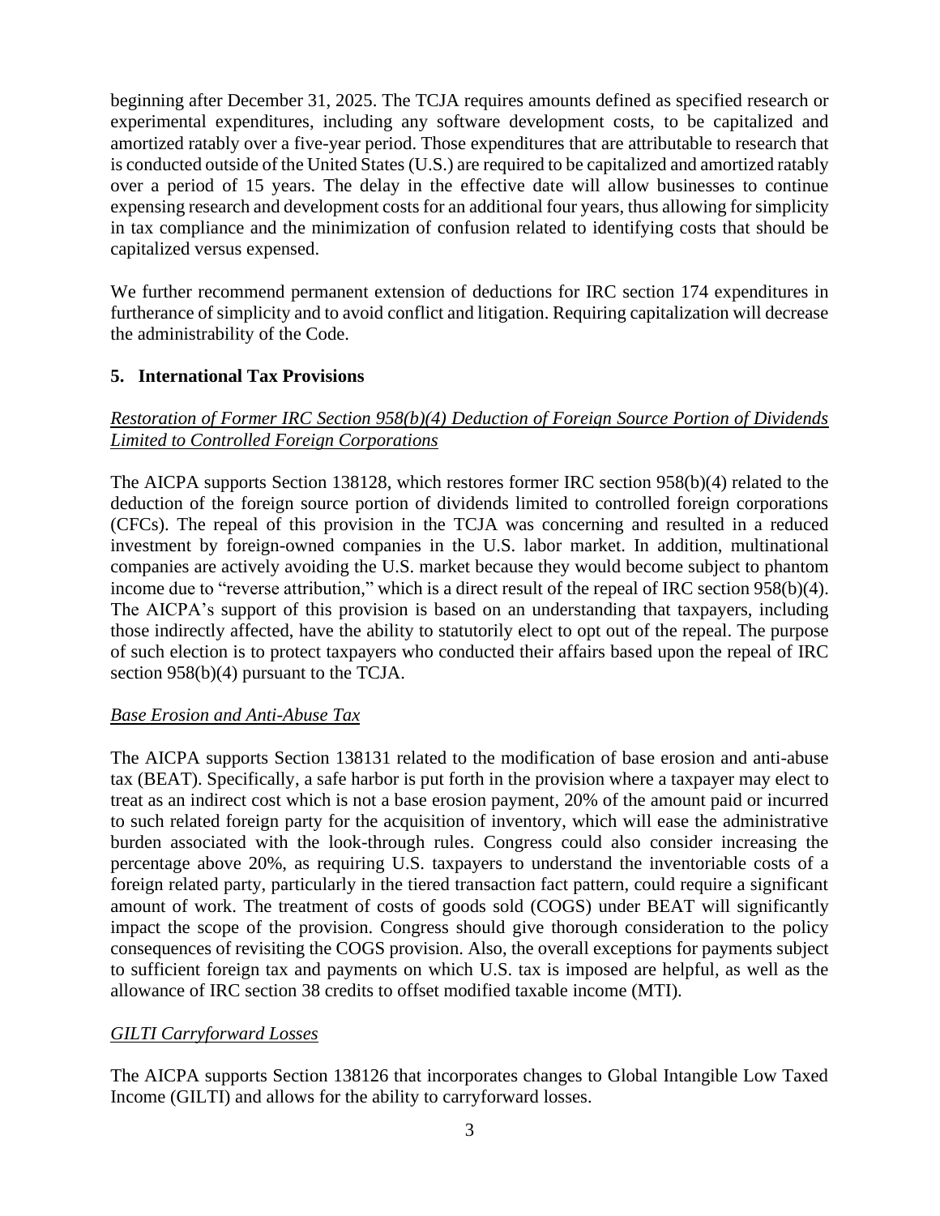beginning after December 31, 2025. The TCJA requires amounts defined as specified research or experimental expenditures, including any software development costs, to be capitalized and amortized ratably over a five-year period. Those expenditures that are attributable to research that is conducted outside of the United States (U.S.) are required to be capitalized and amortized ratably over a period of 15 years. The delay in the effective date will allow businesses to continue expensing research and development costs for an additional four years, thus allowing for simplicity in tax compliance and the minimization of confusion related to identifying costs that should be capitalized versus expensed.

We further recommend permanent extension of deductions for IRC section 174 expenditures in furtherance of simplicity and to avoid conflict and litigation. Requiring capitalization will decrease the administrability of the Code.

## 5. International Tax Provisions

*Restoration of Former IRC Section 958(b)(4) Deduction of Foreign Source Portion of Dividends Limited to Controlled Foreign Corporations*

The AICPA supports Section 138128, which restores former IRC section 958(b)(4) related to the deduction of the foreign source portion of dividends limited to controlled foreign corporations (CFCs). The repeal of this provision in the TCJA was concerning and resulted in a reduced investment by foreign-owned companies in the U.S. labor market. In addition, multinational companies are actively avoiding the U.S. market because they would become subject to phantom income due to "reverse attribution," which is a direct result of the repeal of IRC section 958(b)(4). The AICPA's support of this provision is based on an understanding that taxpayers, including those indirectly affected, have the ability to statutorily elect to opt out of the repeal. The purpose of such election is to protect taxpayers who conducted their affairs based upon the repeal of IRC section 958(b)(4) pursuant to the TCJA.

*Base Erosion and Anti-Abuse Tax*

The AICPA supports Section 138131 related to the modification of base erosion and anti-abuse tax (BEAT). Specifically, a safe harbor is put forth in the provision where a taxpayer may elect to treat as an indirect cost which is not a base erosion payment, 20% of the amount paid or incurred to such related foreign party for the acquisition of inventory, which will ease the administrative burden associated with the look-through rules. Congress could also consider increasing the percentage above 20%, as requiring U.S. taxpayers to understand the inventoriable costs of a foreign related party, particularly in the tiered transaction fact pattern, could require a significant amount of work. The treatment of costs of goods sold (COGS) under BEAT will significantly impact the scope of the provision. Congress should give thorough consideration to the policy consequences of revisiting the COGS provision. Also, the overall exceptions for payments subject to sufficient foreign tax and payments on which U.S. tax is imposed are helpful, as well as the allowance of IRC section 38 credits to offset modified taxable income (MTI).

*GILTI Carryforward Losses*

The AICPA supports Section 138126 that incorporates changes to Global Intangible Low Taxed Income (GILTI) and allows for the ability to carryforward losses.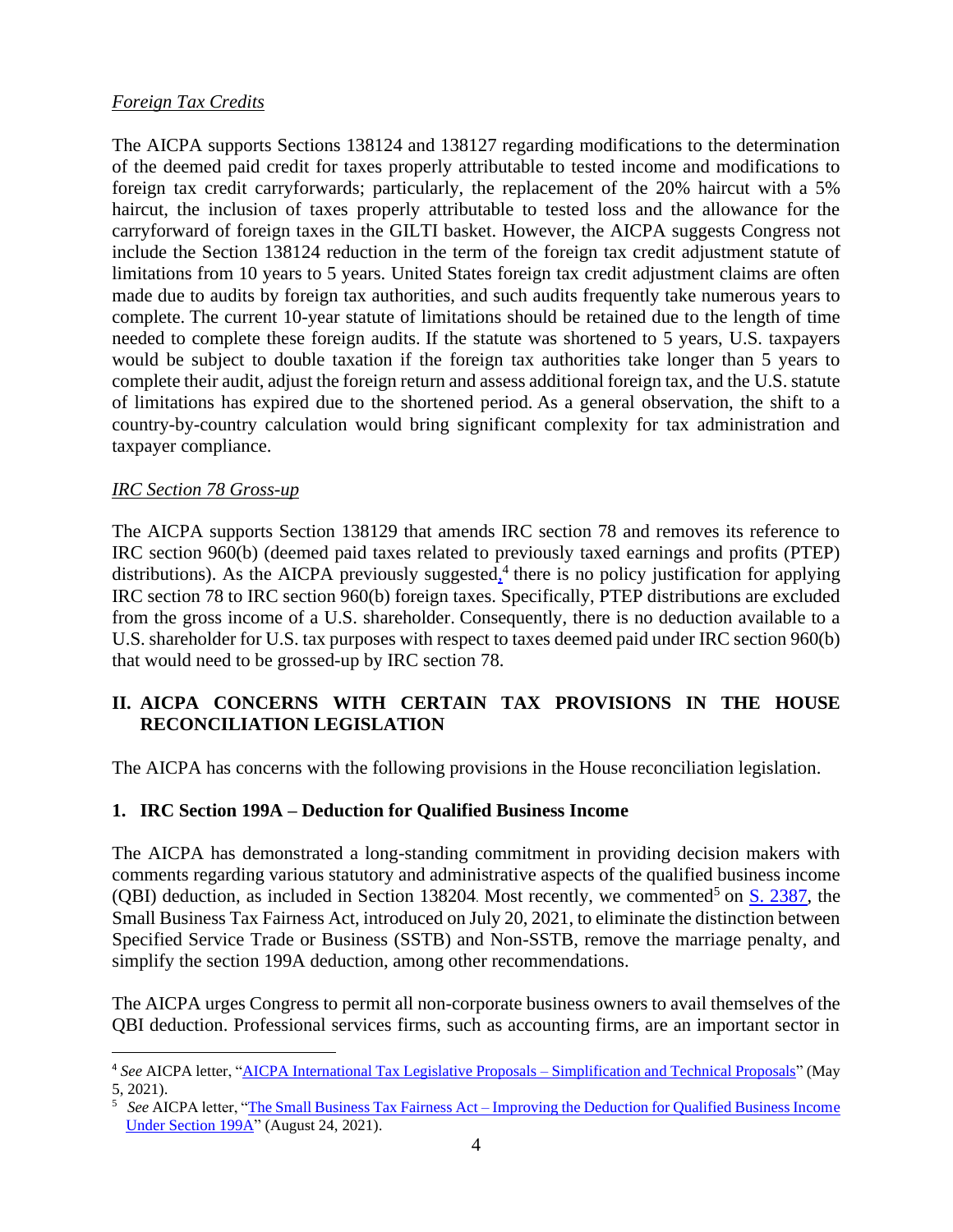*Foreign Tax Credits*

The AICPA supports Sections 138124 and 138127 regarding modifications to the determination of the deemed paid credit for taxes properly attributable to tested income and modifications to foreign tax credit carryforwards; particularly, the replacement of the 20% haircut with a 5% haircut, the inclusion of taxes properly attributable to tested loss and the allowance for the carryforward of foreign taxes in the GILTI basket. However, the AICPA suggests Congress not include the Section 138124 reduction in the term of the foreign tax credit adjustment statute of limitations from 10 years to 5 years. United States foreign tax credit adjustment claims are often made due to audits by foreign tax authorities, and such audits frequently take numerous years to complete. The current 10-year statute of limitations should be retained due to the length of time needed to complete these foreign audits. If the statute was shortened to 5 years, U.S. taxpayers would be subject to double taxation if the foreign tax authorities take longer than 5 years to complete their audit, adjust the foreign return and assess additional foreign tax, and the U.S. statute of limitations has expired due to the shortened period. As a general observation, the shift to a country-by-country calculation would bring significant complexity for tax administration and taxpayer compliance.

*IRC Section 78 Gross-up*

The AICPA supports Section 138129 that amends IRC section 78 and removes its reference to IRC section 960(b) (deemed paid taxes related to previously taxed earnings and profits (PTEP) distributions). As the AICPA previously suggested,[4] there is no policy justification for applying IRC section 78 to IRC section 960(b) foreign taxes. Specifically, PTEP distributions are excluded from the gross income of a U.S. shareholder. Consequently, there is no deduction available to a U.S. shareholder for U.S. tax purposes with respect to taxes deemed paid under IRC section 960(b) that would need to be grossed-up by IRC section 78.

## II. AICPA CONCERNS WITH CERTAIN TAX PROVISIONS IN THE HOUSE RECONCILIATION LEGISLATION

The AICPA has concerns with the following provisions in the House reconciliation legislation.

### 1. IRC Section 199A – Deduction for Qualified Business Income

The AICPA has demonstrated a long-standing commitment in providing decision makers with comments regarding various statutory and administrative aspects of the qualified business income (QBI) deduction, as included in Section 138204. Most recently, we commented[5] on S. 2387, the Small Business Tax Fairness Act, introduced on July 20, 2021, to eliminate the distinction between Specified Service Trade or Business (SSTB) and Non-SSTB, remove the marriage penalty, and simplify the section 199A deduction, among other recommendations.

The AICPA urges Congress to permit all non-corporate business owners to avail themselves of the QBI deduction. Professional services firms, such as accounting firms, are an important sector in

---

[4] *See* AICPA letter, "AICPA International Tax Legislative Proposals – Simplification and Technical Proposals" (May 5, 2021).

[5] *See* AICPA letter, "The Small Business Tax Fairness Act – Improving the Deduction for Qualified Business Income Under Section 199A" (August 24, 2021).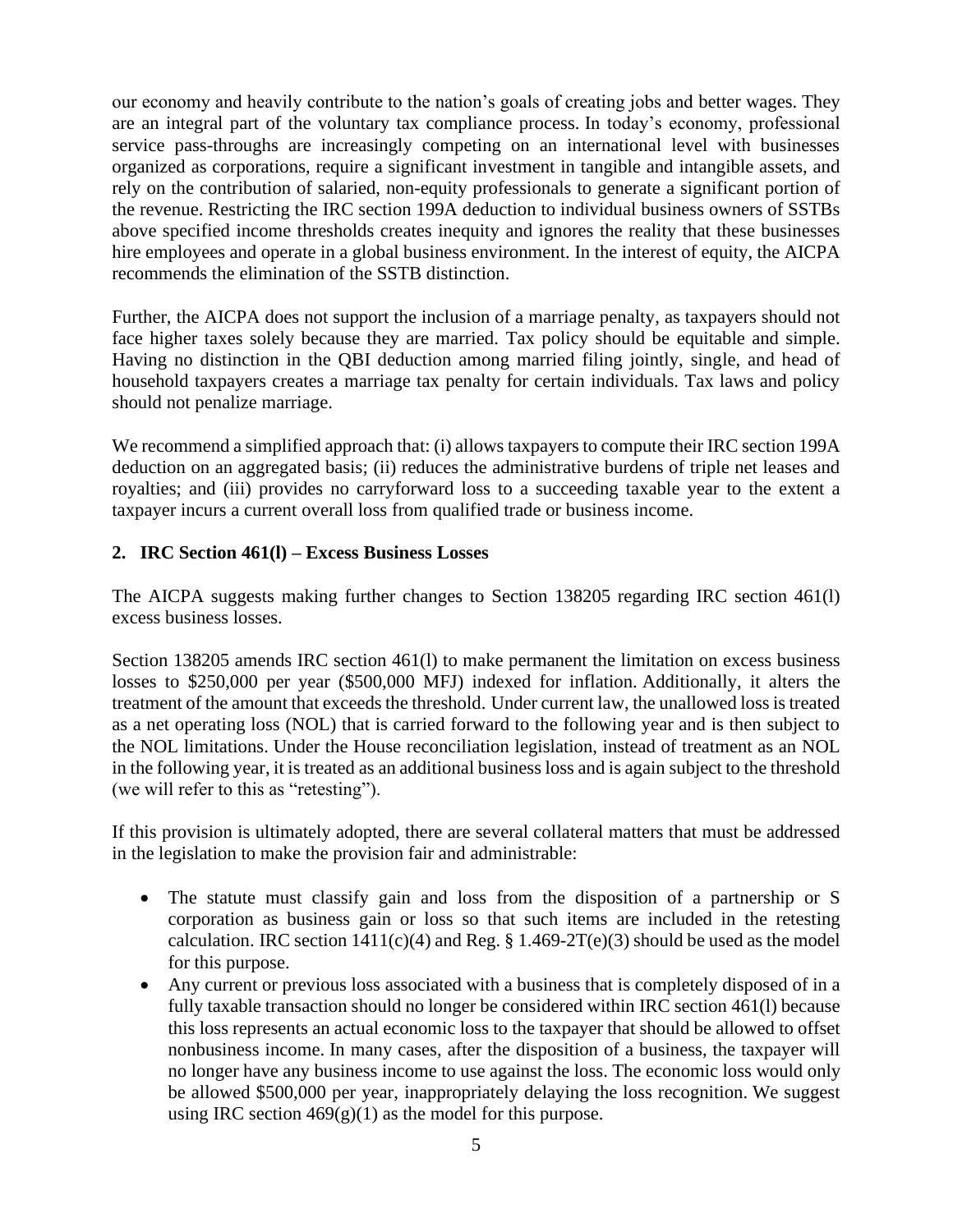our economy and heavily contribute to the nation's goals of creating jobs and better wages. They are an integral part of the voluntary tax compliance process. In today's economy, professional service pass-throughs are increasingly competing on an international level with businesses organized as corporations, require a significant investment in tangible and intangible assets, and rely on the contribution of salaried, non-equity professionals to generate a significant portion of the revenue. Restricting the IRC section 199A deduction to individual business owners of SSTBs above specified income thresholds creates inequity and ignores the reality that these businesses hire employees and operate in a global business environment. In the interest of equity, the AICPA recommends the elimination of the SSTB distinction.

Further, the AICPA does not support the inclusion of a marriage penalty, as taxpayers should not face higher taxes solely because they are married. Tax policy should be equitable and simple. Having no distinction in the QBI deduction among married filing jointly, single, and head of household taxpayers creates a marriage tax penalty for certain individuals. Tax laws and policy should not penalize marriage.

We recommend a simplified approach that: (i) allows taxpayers to compute their IRC section 199A deduction on an aggregated basis; (ii) reduces the administrative burdens of triple net leases and royalties; and (iii) provides no carryforward loss to a succeeding taxable year to the extent a taxpayer incurs a current overall loss from qualified trade or business income.

## 2. IRC Section 461(l) – Excess Business Losses

The AICPA suggests making further changes to Section 138205 regarding IRC section 461(l) excess business losses.

Section 138205 amends IRC section 461(l) to make permanent the limitation on excess business losses to $250,000 per year ($500,000 MFJ) indexed for inflation. Additionally, it alters the treatment of the amount that exceeds the threshold. Under current law, the unallowed loss is treated as a net operating loss (NOL) that is carried forward to the following year and is then subject to the NOL limitations. Under the House reconciliation legislation, instead of treatment as an NOL in the following year, it is treated as an additional business loss and is again subject to the threshold (we will refer to this as "retesting").

If this provision is ultimately adopted, there are several collateral matters that must be addressed in the legislation to make the provision fair and administrable:

- The statute must classify gain and loss from the disposition of a partnership or S corporation as business gain or loss so that such items are included in the retesting calculation. IRC section 1411(c)(4) and Reg. § 1.469-2T(e)(3) should be used as the model for this purpose.
- Any current or previous loss associated with a business that is completely disposed of in a fully taxable transaction should no longer be considered within IRC section 461(l) because this loss represents an actual economic loss to the taxpayer that should be allowed to offset nonbusiness income. In many cases, after the disposition of a business, the taxpayer will no longer have any business income to use against the loss. The economic loss would only be allowed $500,000 per year, inappropriately delaying the loss recognition. We suggest using IRC section 469(g)(1) as the model for this purpose.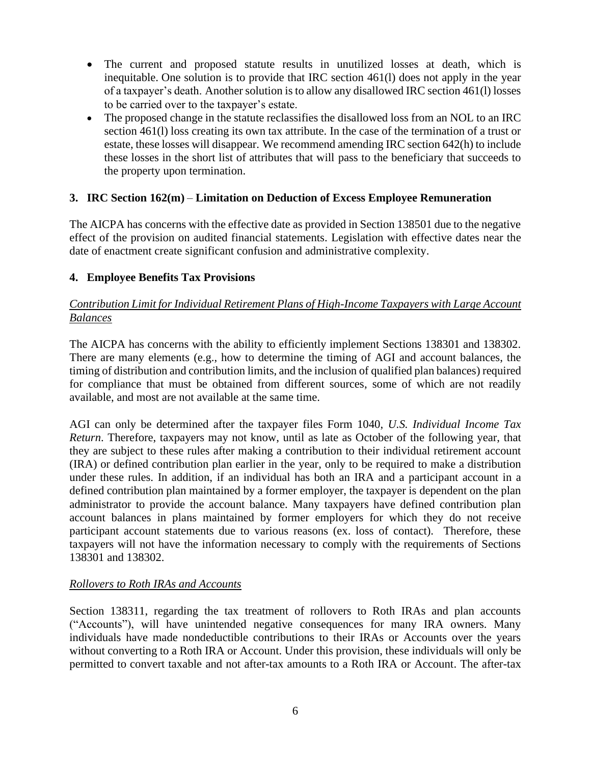- The current and proposed statute results in unutilized losses at death, which is inequitable. One solution is to provide that IRC section 461(l) does not apply in the year of a taxpayer's death. Another solution is to allow any disallowed IRC section 461(l) losses to be carried over to the taxpayer's estate.
- The proposed change in the statute reclassifies the disallowed loss from an NOL to an IRC section 461(l) loss creating its own tax attribute. In the case of the termination of a trust or estate, these losses will disappear. We recommend amending IRC section 642(h) to include these losses in the short list of attributes that will pass to the beneficiary that succeeds to the property upon termination.

### 3. IRC Section 162(m) – Limitation on Deduction of Excess Employee Remuneration

The AICPA has concerns with the effective date as provided in Section 138501 due to the negative effect of the provision on audited financial statements. Legislation with effective dates near the date of enactment create significant confusion and administrative complexity.

### 4. Employee Benefits Tax Provisions

*Contribution Limit for Individual Retirement Plans of High-Income Taxpayers with Large Account Balances*

The AICPA has concerns with the ability to efficiently implement Sections 138301 and 138302. There are many elements (e.g., how to determine the timing of AGI and account balances, the timing of distribution and contribution limits, and the inclusion of qualified plan balances) required for compliance that must be obtained from different sources, some of which are not readily available, and most are not available at the same time.

AGI can only be determined after the taxpayer files Form 1040, *U.S. Individual Income Tax Return*. Therefore, taxpayers may not know, until as late as October of the following year, that they are subject to these rules after making a contribution to their individual retirement account (IRA) or defined contribution plan earlier in the year, only to be required to make a distribution under these rules. In addition, if an individual has both an IRA and a participant account in a defined contribution plan maintained by a former employer, the taxpayer is dependent on the plan administrator to provide the account balance. Many taxpayers have defined contribution plan account balances in plans maintained by former employers for which they do not receive participant account statements due to various reasons (ex. loss of contact). Therefore, these taxpayers will not have the information necessary to comply with the requirements of Sections 138301 and 138302.

*Rollovers to Roth IRAs and Accounts*

Section 138311, regarding the tax treatment of rollovers to Roth IRAs and plan accounts ("Accounts"), will have unintended negative consequences for many IRA owners. Many individuals have made nondeductible contributions to their IRAs or Accounts over the years without converting to a Roth IRA or Account. Under this provision, these individuals will only be permitted to convert taxable and not after-tax amounts to a Roth IRA or Account. The after-tax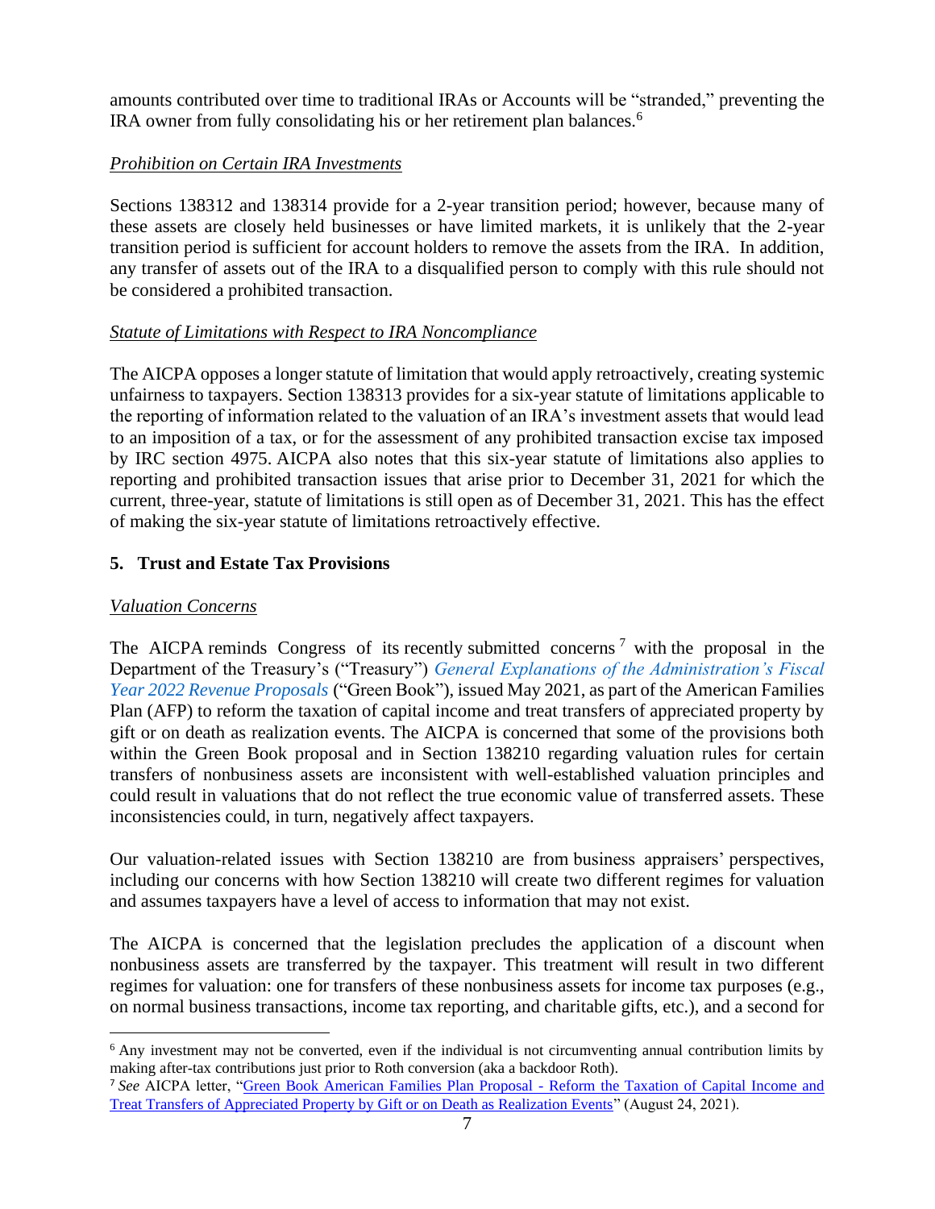amounts contributed over time to traditional IRAs or Accounts will be "stranded," preventing the IRA owner from fully consolidating his or her retirement plan balances.[6]

*Prohibition on Certain IRA Investments*

Sections 138312 and 138314 provide for a 2-year transition period; however, because many of these assets are closely held businesses or have limited markets, it is unlikely that the 2-year transition period is sufficient for account holders to remove the assets from the IRA. In addition, any transfer of assets out of the IRA to a disqualified person to comply with this rule should not be considered a prohibited transaction.

*Statute of Limitations with Respect to IRA Noncompliance*

The AICPA opposes a longer statute of limitation that would apply retroactively, creating systemic unfairness to taxpayers. Section 138313 provides for a six-year statute of limitations applicable to the reporting of information related to the valuation of an IRA's investment assets that would lead to an imposition of a tax, or for the assessment of any prohibited transaction excise tax imposed by IRC section 4975. AICPA also notes that this six-year statute of limitations also applies to reporting and prohibited transaction issues that arise prior to December 31, 2021 for which the current, three-year, statute of limitations is still open as of December 31, 2021. This has the effect of making the six-year statute of limitations retroactively effective.

## 5. Trust and Estate Tax Provisions

*Valuation Concerns*

The AICPA reminds Congress of its recently submitted concerns[7] with the proposal in the Department of the Treasury's ("Treasury") *General Explanations of the Administration's Fiscal Year 2022 Revenue Proposals* ("Green Book"), issued May 2021, as part of the American Families Plan (AFP) to reform the taxation of capital income and treat transfers of appreciated property by gift or on death as realization events. The AICPA is concerned that some of the provisions both within the Green Book proposal and in Section 138210 regarding valuation rules for certain transfers of nonbusiness assets are inconsistent with well-established valuation principles and could result in valuations that do not reflect the true economic value of transferred assets. These inconsistencies could, in turn, negatively affect taxpayers.

Our valuation-related issues with Section 138210 are from business appraisers' perspectives, including our concerns with how Section 138210 will create two different regimes for valuation and assumes taxpayers have a level of access to information that may not exist.

The AICPA is concerned that the legislation precludes the application of a discount when nonbusiness assets are transferred by the taxpayer. This treatment will result in two different regimes for valuation: one for transfers of these nonbusiness assets for income tax purposes (e.g., on normal business transactions, income tax reporting, and charitable gifts, etc.), and a second for

---

[6] Any investment may not be converted, even if the individual is not circumventing annual contribution limits by making after-tax contributions just prior to Roth conversion (aka a backdoor Roth).

[7] *See* AICPA letter, "Green Book American Families Plan Proposal - Reform the Taxation of Capital Income and Treat Transfers of Appreciated Property by Gift or on Death as Realization Events" (August 24, 2021).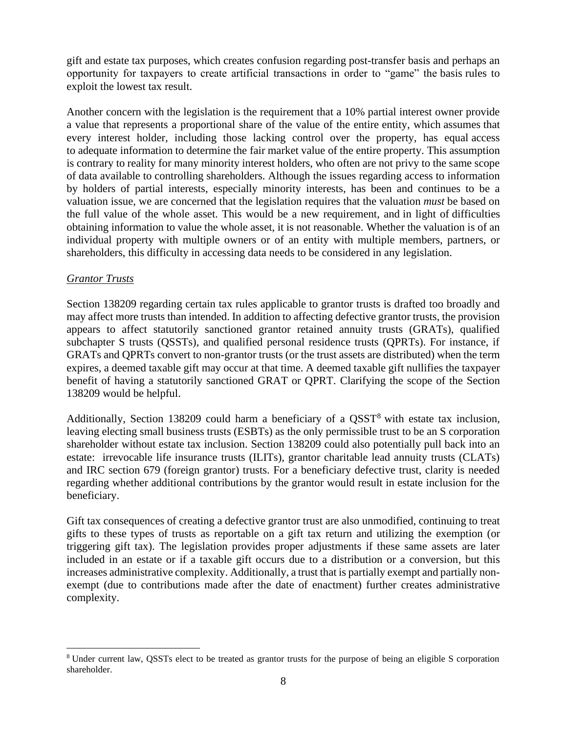gift and estate tax purposes, which creates confusion regarding post-transfer basis and perhaps an opportunity for taxpayers to create artificial transactions in order to "game" the basis rules to exploit the lowest tax result.

Another concern with the legislation is the requirement that a 10% partial interest owner provide a value that represents a proportional share of the value of the entire entity, which assumes that every interest holder, including those lacking control over the property, has equal access to adequate information to determine the fair market value of the entire property. This assumption is contrary to reality for many minority interest holders, who often are not privy to the same scope of data available to controlling shareholders. Although the issues regarding access to information by holders of partial interests, especially minority interests, has been and continues to be a valuation issue, we are concerned that the legislation requires that the valuation *must* be based on the full value of the whole asset. This would be a new requirement, and in light of difficulties obtaining information to value the whole asset, it is not reasonable. Whether the valuation is of an individual property with multiple owners or of an entity with multiple members, partners, or shareholders, this difficulty in accessing data needs to be considered in any legislation.

*Grantor Trusts*

Section 138209 regarding certain tax rules applicable to grantor trusts is drafted too broadly and may affect more trusts than intended. In addition to affecting defective grantor trusts, the provision appears to affect statutorily sanctioned grantor retained annuity trusts (GRATs), qualified subchapter S trusts (QSSTs), and qualified personal residence trusts (QPRTs). For instance, if GRATs and QPRTs convert to non-grantor trusts (or the trust assets are distributed) when the term expires, a deemed taxable gift may occur at that time. A deemed taxable gift nullifies the taxpayer benefit of having a statutorily sanctioned GRAT or QPRT. Clarifying the scope of the Section 138209 would be helpful.

Additionally, Section 138209 could harm a beneficiary of a QSST[8] with estate tax inclusion, leaving electing small business trusts (ESBTs) as the only permissible trust to be an S corporation shareholder without estate tax inclusion. Section 138209 could also potentially pull back into an estate: irrevocable life insurance trusts (ILITs), grantor charitable lead annuity trusts (CLATs) and IRC section 679 (foreign grantor) trusts. For a beneficiary defective trust, clarity is needed regarding whether additional contributions by the grantor would result in estate inclusion for the beneficiary.

Gift tax consequences of creating a defective grantor trust are also unmodified, continuing to treat gifts to these types of trusts as reportable on a gift tax return and utilizing the exemption (or triggering gift tax). The legislation provides proper adjustments if these same assets are later included in an estate or if a taxable gift occurs due to a distribution or a conversion, but this increases administrative complexity. Additionally, a trust that is partially exempt and partially non-exempt (due to contributions made after the date of enactment) further creates administrative complexity.

[8] Under current law, QSSTs elect to be treated as grantor trusts for the purpose of being an eligible S corporation shareholder.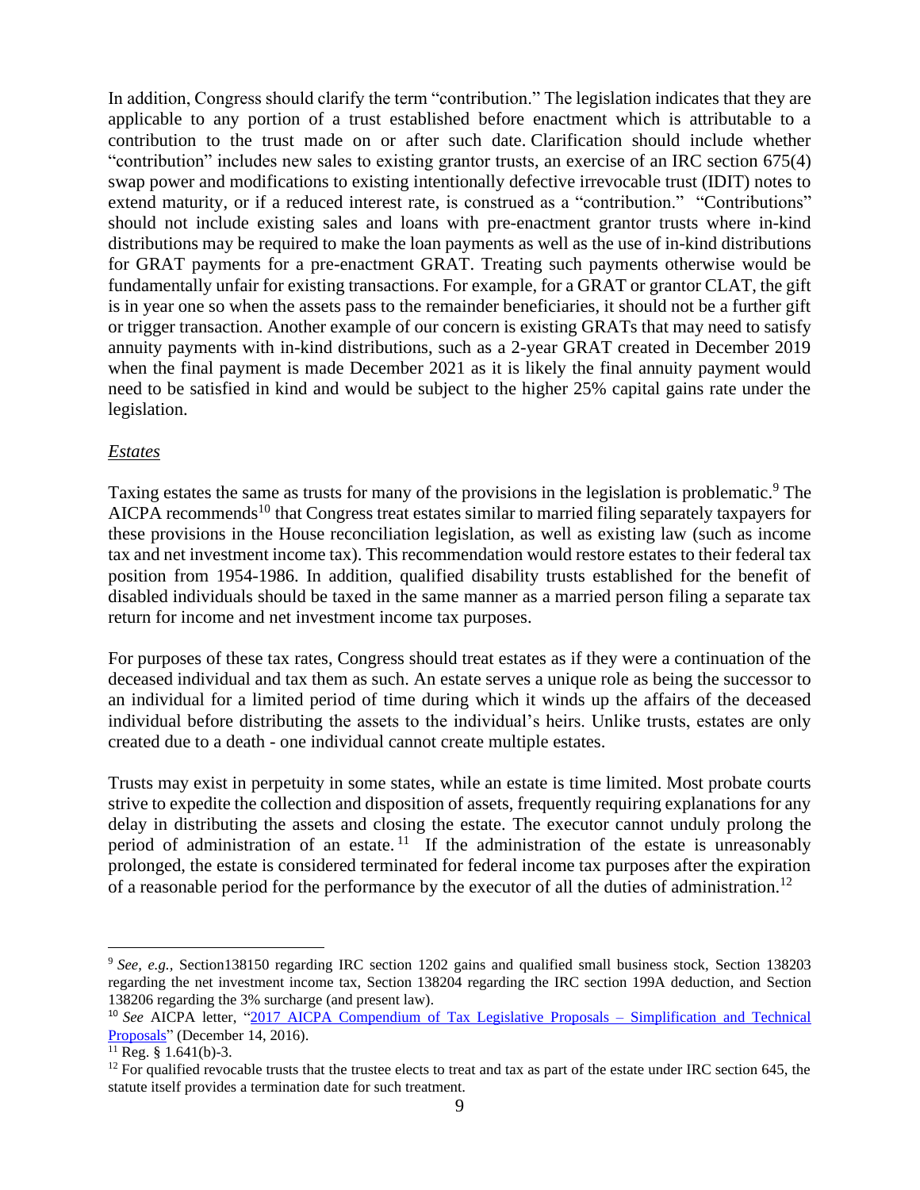In addition, Congress should clarify the term "contribution." The legislation indicates that they are applicable to any portion of a trust established before enactment which is attributable to a contribution to the trust made on or after such date. Clarification should include whether "contribution" includes new sales to existing grantor trusts, an exercise of an IRC section 675(4) swap power and modifications to existing intentionally defective irrevocable trust (IDIT) notes to extend maturity, or if a reduced interest rate, is construed as a "contribution." "Contributions" should not include existing sales and loans with pre-enactment grantor trusts where in-kind distributions may be required to make the loan payments as well as the use of in-kind distributions for GRAT payments for a pre-enactment GRAT. Treating such payments otherwise would be fundamentally unfair for existing transactions. For example, for a GRAT or grantor CLAT, the gift is in year one so when the assets pass to the remainder beneficiaries, it should not be a further gift or trigger transaction. Another example of our concern is existing GRATs that may need to satisfy annuity payments with in-kind distributions, such as a 2-year GRAT created in December 2019 when the final payment is made December 2021 as it is likely the final annuity payment would need to be satisfied in kind and would be subject to the higher 25% capital gains rate under the legislation.

### *Estates*

Taxing estates the same as trusts for many of the provisions in the legislation is problematic.[9] The AICPA recommends[10] that Congress treat estates similar to married filing separately taxpayers for these provisions in the House reconciliation legislation, as well as existing law (such as income tax and net investment income tax). This recommendation would restore estates to their federal tax position from 1954-1986. In addition, qualified disability trusts established for the benefit of disabled individuals should be taxed in the same manner as a married person filing a separate tax return for income and net investment income tax purposes.

For purposes of these tax rates, Congress should treat estates as if they were a continuation of the deceased individual and tax them as such. An estate serves a unique role as being the successor to an individual for a limited period of time during which it winds up the affairs of the deceased individual before distributing the assets to the individual's heirs. Unlike trusts, estates are only created due to a death - one individual cannot create multiple estates.

Trusts may exist in perpetuity in some states, while an estate is time limited. Most probate courts strive to expedite the collection and disposition of assets, frequently requiring explanations for any delay in distributing the assets and closing the estate. The executor cannot unduly prolong the period of administration of an estate.[11] If the administration of the estate is unreasonably prolonged, the estate is considered terminated for federal income tax purposes after the expiration of a reasonable period for the performance by the executor of all the duties of administration.[12]

---

[9] *See, e.g.,* Section138150 regarding IRC section 1202 gains and qualified small business stock, Section 138203 regarding the net investment income tax, Section 138204 regarding the IRC section 199A deduction, and Section 138206 regarding the 3% surcharge (and present law).

[10] *See* AICPA letter, "2017 AICPA Compendium of Tax Legislative Proposals – Simplification and Technical Proposals" (December 14, 2016).

[11] Reg. § 1.641(b)-3.

[12] For qualified revocable trusts that the trustee elects to treat and tax as part of the estate under IRC section 645, the statute itself provides a termination date for such treatment.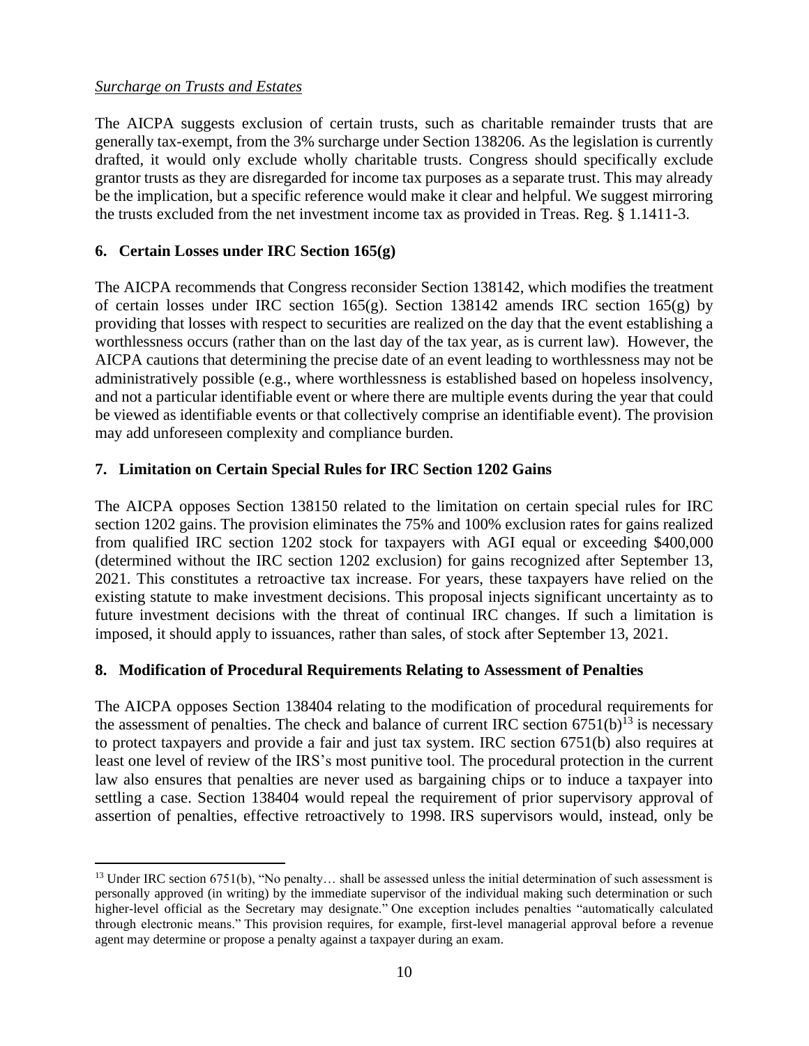*Surcharge on Trusts and Estates*

The AICPA suggests exclusion of certain trusts, such as charitable remainder trusts that are generally tax-exempt, from the 3% surcharge under Section 138206. As the legislation is currently drafted, it would only exclude wholly charitable trusts. Congress should specifically exclude grantor trusts as they are disregarded for income tax purposes as a separate trust. This may already be the implication, but a specific reference would make it clear and helpful. We suggest mirroring the trusts excluded from the net investment income tax as provided in Treas. Reg. § 1.1411-3.

## 6. Certain Losses under IRC Section 165(g)

The AICPA recommends that Congress reconsider Section 138142, which modifies the treatment of certain losses under IRC section 165(g). Section 138142 amends IRC section 165(g) by providing that losses with respect to securities are realized on the day that the event establishing a worthlessness occurs (rather than on the last day of the tax year, as is current law). However, the AICPA cautions that determining the precise date of an event leading to worthlessness may not be administratively possible (e.g., where worthlessness is established based on hopeless insolvency, and not a particular identifiable event or where there are multiple events during the year that could be viewed as identifiable events or that collectively comprise an identifiable event). The provision may add unforeseen complexity and compliance burden.

## 7. Limitation on Certain Special Rules for IRC Section 1202 Gains

The AICPA opposes Section 138150 related to the limitation on certain special rules for IRC section 1202 gains. The provision eliminates the 75% and 100% exclusion rates for gains realized from qualified IRC section 1202 stock for taxpayers with AGI equal or exceeding $400,000 (determined without the IRC section 1202 exclusion) for gains recognized after September 13, 2021. This constitutes a retroactive tax increase. For years, these taxpayers have relied on the existing statute to make investment decisions. This proposal injects significant uncertainty as to future investment decisions with the threat of continual IRC changes. If such a limitation is imposed, it should apply to issuances, rather than sales, of stock after September 13, 2021.

## 8. Modification of Procedural Requirements Relating to Assessment of Penalties

The AICPA opposes Section 138404 relating to the modification of procedural requirements for the assessment of penalties. The check and balance of current IRC section 6751(b)[13] is necessary to protect taxpayers and provide a fair and just tax system. IRC section 6751(b) also requires at least one level of review of the IRS's most punitive tool. The procedural protection in the current law also ensures that penalties are never used as bargaining chips or to induce a taxpayer into settling a case. Section 138404 would repeal the requirement of prior supervisory approval of assertion of penalties, effective retroactively to 1998. IRS supervisors would, instead, only be

[13] Under IRC section 6751(b), "No penalty… shall be assessed unless the initial determination of such assessment is personally approved (in writing) by the immediate supervisor of the individual making such determination or such higher-level official as the Secretary may designate." One exception includes penalties "automatically calculated through electronic means." This provision requires, for example, first-level managerial approval before a revenue agent may determine or propose a penalty against a taxpayer during an exam.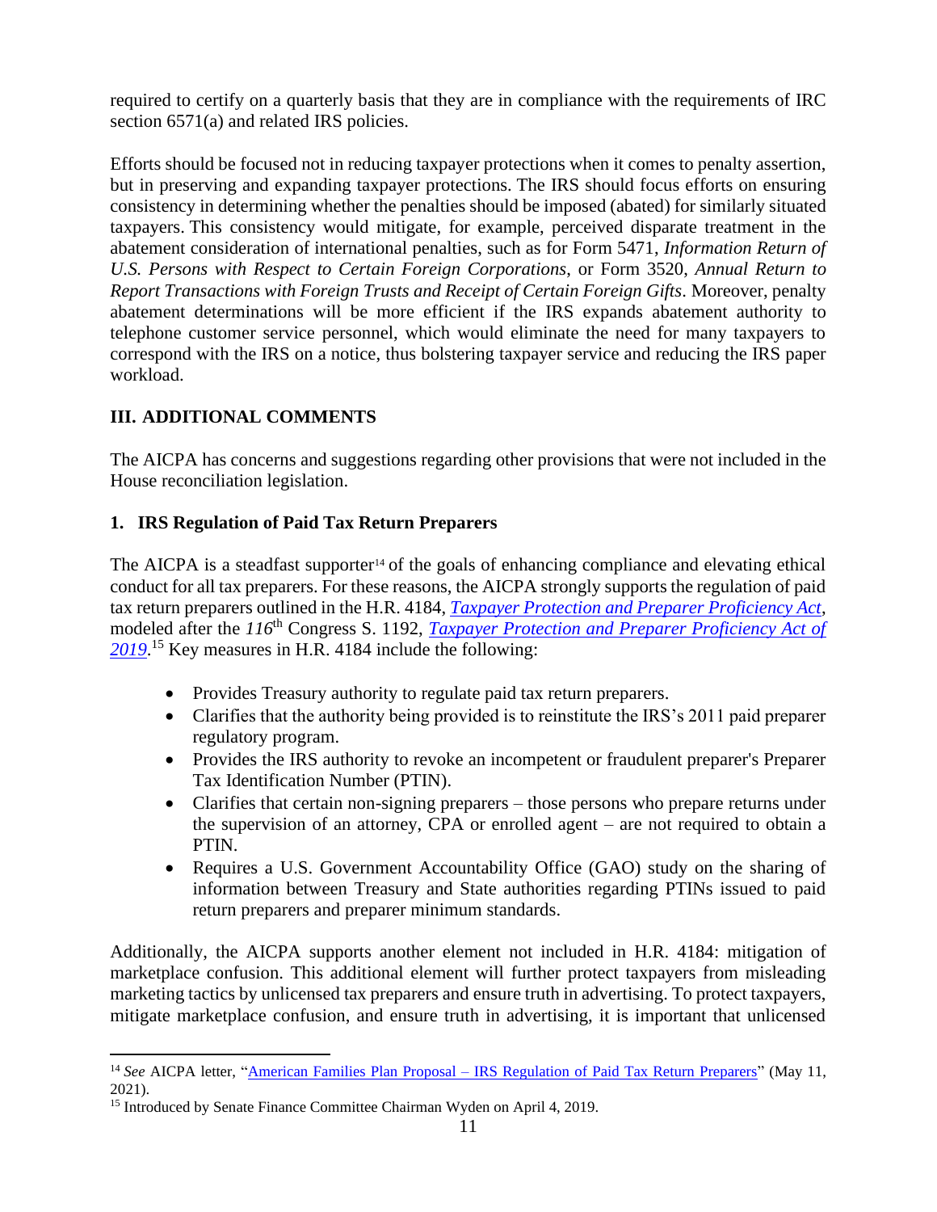required to certify on a quarterly basis that they are in compliance with the requirements of IRC section 6571(a) and related IRS policies.

Efforts should be focused not in reducing taxpayer protections when it comes to penalty assertion, but in preserving and expanding taxpayer protections. The IRS should focus efforts on ensuring consistency in determining whether the penalties should be imposed (abated) for similarly situated taxpayers. This consistency would mitigate, for example, perceived disparate treatment in the abatement consideration of international penalties, such as for Form 5471, *Information Return of U.S. Persons with Respect to Certain Foreign Corporations*, or Form 3520, *Annual Return to Report Transactions with Foreign Trusts and Receipt of Certain Foreign Gifts*. Moreover, penalty abatement determinations will be more efficient if the IRS expands abatement authority to telephone customer service personnel, which would eliminate the need for many taxpayers to correspond with the IRS on a notice, thus bolstering taxpayer service and reducing the IRS paper workload.

## III. ADDITIONAL COMMENTS

The AICPA has concerns and suggestions regarding other provisions that were not included in the House reconciliation legislation.

### 1. IRS Regulation of Paid Tax Return Preparers

The AICPA is a steadfast supporter[14] of the goals of enhancing compliance and elevating ethical conduct for all tax preparers. For these reasons, the AICPA strongly supports the regulation of paid tax return preparers outlined in the H.R. 4184, *Taxpayer Protection and Preparer Proficiency Act*, modeled after the *116*th Congress S. 1192, *Taxpayer Protection and Preparer Proficiency Act of 2019*.[15] Key measures in H.R. 4184 include the following:

- Provides Treasury authority to regulate paid tax return preparers.
- Clarifies that the authority being provided is to reinstitute the IRS's 2011 paid preparer regulatory program.
- Provides the IRS authority to revoke an incompetent or fraudulent preparer's Preparer Tax Identification Number (PTIN).
- Clarifies that certain non-signing preparers – those persons who prepare returns under the supervision of an attorney, CPA or enrolled agent – are not required to obtain a PTIN.
- Requires a U.S. Government Accountability Office (GAO) study on the sharing of information between Treasury and State authorities regarding PTINs issued to paid return preparers and preparer minimum standards.

Additionally, the AICPA supports another element not included in H.R. 4184: mitigation of marketplace confusion. This additional element will further protect taxpayers from misleading marketing tactics by unlicensed tax preparers and ensure truth in advertising. To protect taxpayers, mitigate marketplace confusion, and ensure truth in advertising, it is important that unlicensed

---

[14] *See* AICPA letter, "American Families Plan Proposal – IRS Regulation of Paid Tax Return Preparers" (May 11, 2021).

[15] Introduced by Senate Finance Committee Chairman Wyden on April 4, 2019.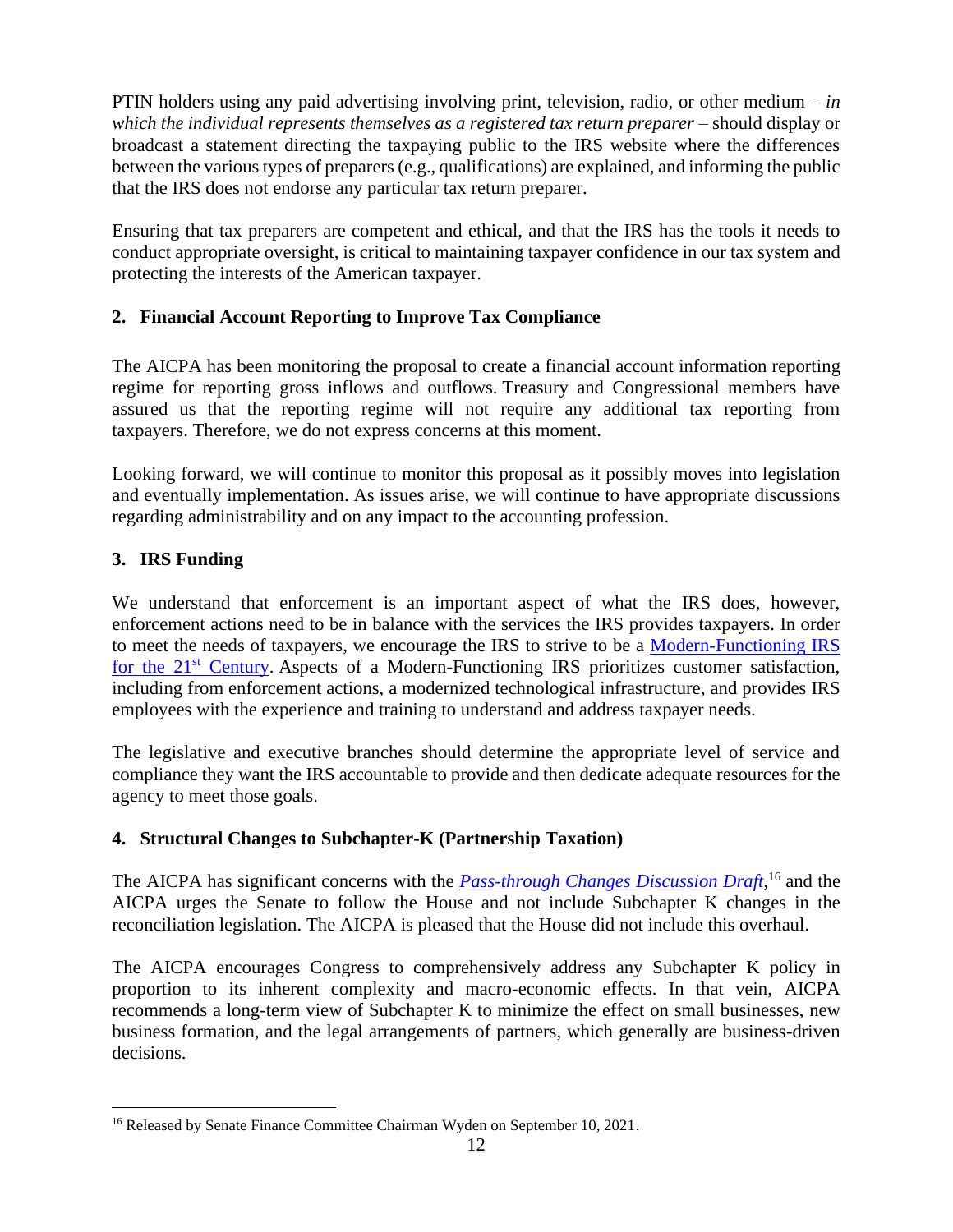PTIN holders using any paid advertising involving print, television, radio, or other medium – *in which the individual represents themselves as a registered tax return preparer* – should display or broadcast a statement directing the taxpaying public to the IRS website where the differences between the various types of preparers (e.g., qualifications) are explained, and informing the public that the IRS does not endorse any particular tax return preparer.

Ensuring that tax preparers are competent and ethical, and that the IRS has the tools it needs to conduct appropriate oversight, is critical to maintaining taxpayer confidence in our tax system and protecting the interests of the American taxpayer.

## 2. Financial Account Reporting to Improve Tax Compliance

The AICPA has been monitoring the proposal to create a financial account information reporting regime for reporting gross inflows and outflows. Treasury and Congressional members have assured us that the reporting regime will not require any additional tax reporting from taxpayers. Therefore, we do not express concerns at this moment.

Looking forward, we will continue to monitor this proposal as it possibly moves into legislation and eventually implementation. As issues arise, we will continue to have appropriate discussions regarding administrability and on any impact to the accounting profession.

## 3. IRS Funding

We understand that enforcement is an important aspect of what the IRS does, however, enforcement actions need to be in balance with the services the IRS provides taxpayers. In order to meet the needs of taxpayers, we encourage the IRS to strive to be a Modern-Functioning IRS for the 21st Century. Aspects of a Modern-Functioning IRS prioritizes customer satisfaction, including from enforcement actions, a modernized technological infrastructure, and provides IRS employees with the experience and training to understand and address taxpayer needs.

The legislative and executive branches should determine the appropriate level of service and compliance they want the IRS accountable to provide and then dedicate adequate resources for the agency to meet those goals.

## 4. Structural Changes to Subchapter-K (Partnership Taxation)

The AICPA has significant concerns with the *Pass-through Changes Discussion Draft*,[16] and the AICPA urges the Senate to follow the House and not include Subchapter K changes in the reconciliation legislation. The AICPA is pleased that the House did not include this overhaul.

The AICPA encourages Congress to comprehensively address any Subchapter K policy in proportion to its inherent complexity and macro-economic effects. In that vein, AICPA recommends a long-term view of Subchapter K to minimize the effect on small businesses, new business formation, and the legal arrangements of partners, which generally are business-driven decisions.

---

[16] Released by Senate Finance Committee Chairman Wyden on September 10, 2021.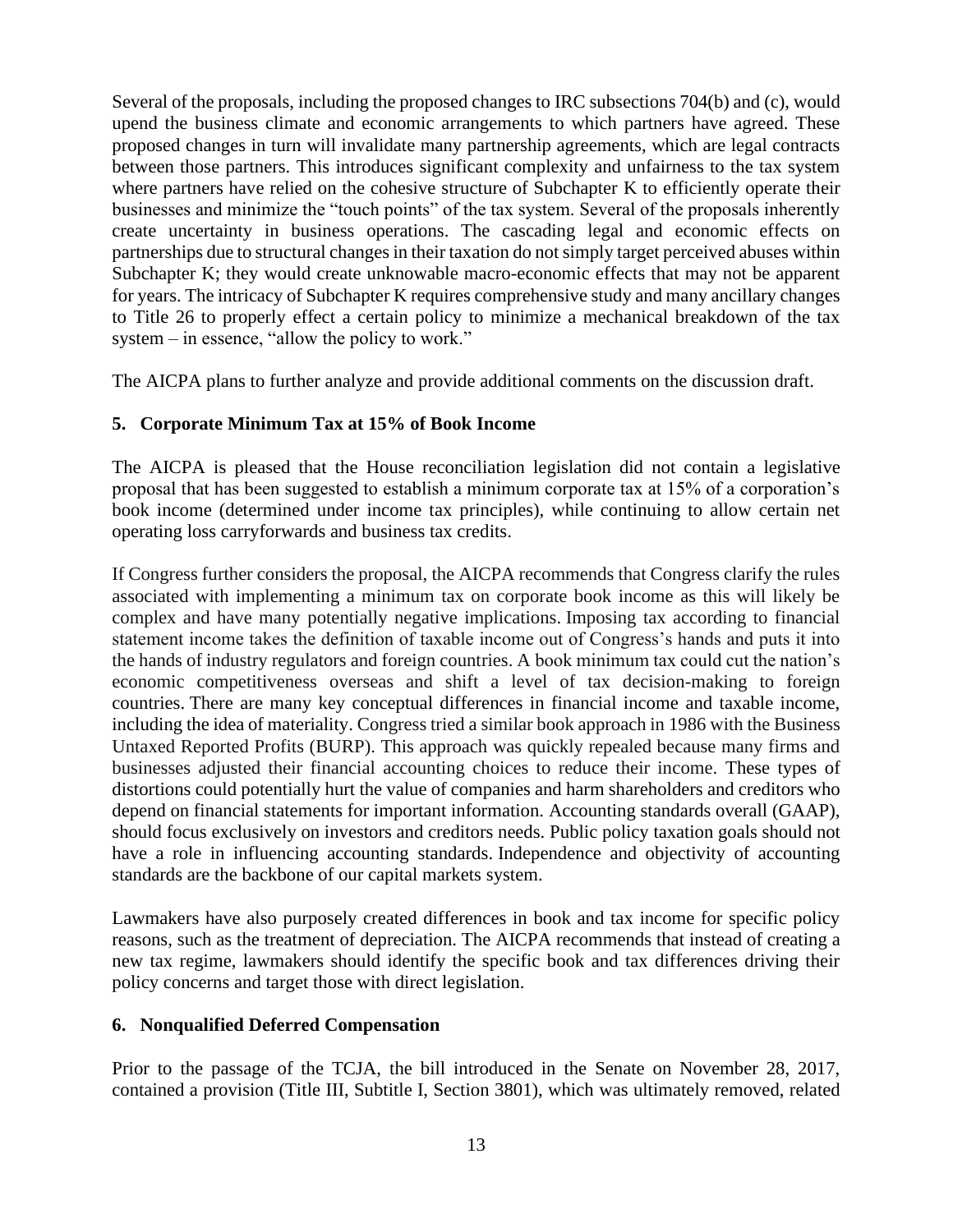Several of the proposals, including the proposed changes to IRC subsections 704(b) and (c), would upend the business climate and economic arrangements to which partners have agreed. These proposed changes in turn will invalidate many partnership agreements, which are legal contracts between those partners. This introduces significant complexity and unfairness to the tax system where partners have relied on the cohesive structure of Subchapter K to efficiently operate their businesses and minimize the "touch points" of the tax system. Several of the proposals inherently create uncertainty in business operations. The cascading legal and economic effects on partnerships due to structural changes in their taxation do not simply target perceived abuses within Subchapter K; they would create unknowable macro-economic effects that may not be apparent for years. The intricacy of Subchapter K requires comprehensive study and many ancillary changes to Title 26 to properly effect a certain policy to minimize a mechanical breakdown of the tax system – in essence, "allow the policy to work."

The AICPA plans to further analyze and provide additional comments on the discussion draft.

### 5. Corporate Minimum Tax at 15% of Book Income

The AICPA is pleased that the House reconciliation legislation did not contain a legislative proposal that has been suggested to establish a minimum corporate tax at 15% of a corporation's book income (determined under income tax principles), while continuing to allow certain net operating loss carryforwards and business tax credits.

If Congress further considers the proposal, the AICPA recommends that Congress clarify the rules associated with implementing a minimum tax on corporate book income as this will likely be complex and have many potentially negative implications. Imposing tax according to financial statement income takes the definition of taxable income out of Congress's hands and puts it into the hands of industry regulators and foreign countries. A book minimum tax could cut the nation's economic competitiveness overseas and shift a level of tax decision-making to foreign countries. There are many key conceptual differences in financial income and taxable income, including the idea of materiality. Congress tried a similar book approach in 1986 with the Business Untaxed Reported Profits (BURP). This approach was quickly repealed because many firms and businesses adjusted their financial accounting choices to reduce their income. These types of distortions could potentially hurt the value of companies and harm shareholders and creditors who depend on financial statements for important information. Accounting standards overall (GAAP), should focus exclusively on investors and creditors needs. Public policy taxation goals should not have a role in influencing accounting standards. Independence and objectivity of accounting standards are the backbone of our capital markets system.

Lawmakers have also purposely created differences in book and tax income for specific policy reasons, such as the treatment of depreciation. The AICPA recommends that instead of creating a new tax regime, lawmakers should identify the specific book and tax differences driving their policy concerns and target those with direct legislation.

### 6. Nonqualified Deferred Compensation

Prior to the passage of the TCJA, the bill introduced in the Senate on November 28, 2017, contained a provision (Title III, Subtitle I, Section 3801), which was ultimately removed, related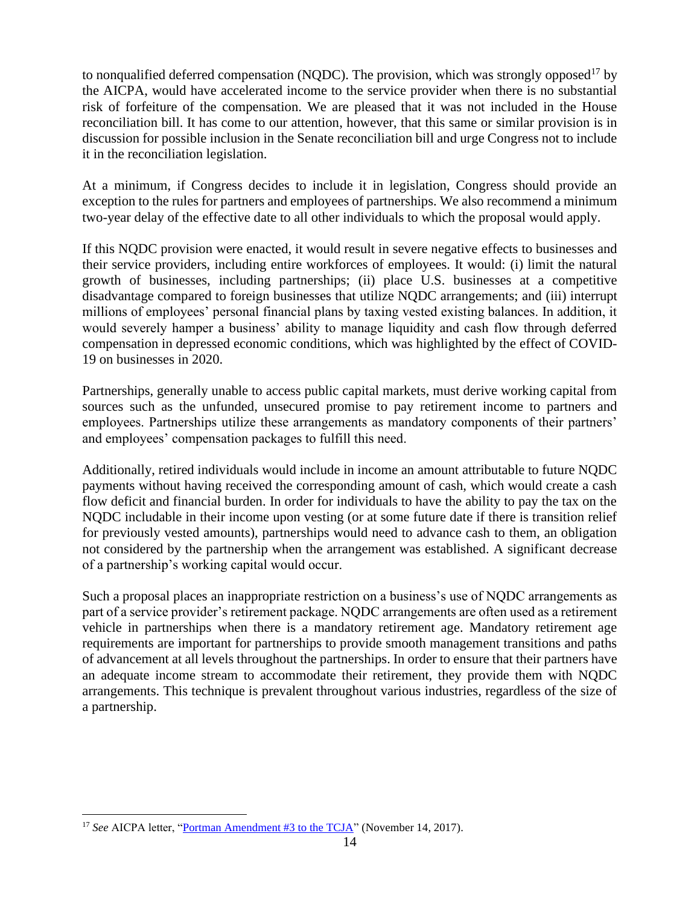to nonqualified deferred compensation (NQDC). The provision, which was strongly opposed[17] by the AICPA, would have accelerated income to the service provider when there is no substantial risk of forfeiture of the compensation. We are pleased that it was not included in the House reconciliation bill. It has come to our attention, however, that this same or similar provision is in discussion for possible inclusion in the Senate reconciliation bill and urge Congress not to include it in the reconciliation legislation.

At a minimum, if Congress decides to include it in legislation, Congress should provide an exception to the rules for partners and employees of partnerships. We also recommend a minimum two-year delay of the effective date to all other individuals to which the proposal would apply.

If this NQDC provision were enacted, it would result in severe negative effects to businesses and their service providers, including entire workforces of employees. It would: (i) limit the natural growth of businesses, including partnerships; (ii) place U.S. businesses at a competitive disadvantage compared to foreign businesses that utilize NQDC arrangements; and (iii) interrupt millions of employees' personal financial plans by taxing vested existing balances. In addition, it would severely hamper a business' ability to manage liquidity and cash flow through deferred compensation in depressed economic conditions, which was highlighted by the effect of COVID-19 on businesses in 2020.

Partnerships, generally unable to access public capital markets, must derive working capital from sources such as the unfunded, unsecured promise to pay retirement income to partners and employees. Partnerships utilize these arrangements as mandatory components of their partners' and employees' compensation packages to fulfill this need.

Additionally, retired individuals would include in income an amount attributable to future NQDC payments without having received the corresponding amount of cash, which would create a cash flow deficit and financial burden. In order for individuals to have the ability to pay the tax on the NQDC includable in their income upon vesting (or at some future date if there is transition relief for previously vested amounts), partnerships would need to advance cash to them, an obligation not considered by the partnership when the arrangement was established. A significant decrease of a partnership's working capital would occur.

Such a proposal places an inappropriate restriction on a business's use of NQDC arrangements as part of a service provider's retirement package. NQDC arrangements are often used as a retirement vehicle in partnerships when there is a mandatory retirement age. Mandatory retirement age requirements are important for partnerships to provide smooth management transitions and paths of advancement at all levels throughout the partnerships. In order to ensure that their partners have an adequate income stream to accommodate their retirement, they provide them with NQDC arrangements. This technique is prevalent throughout various industries, regardless of the size of a partnership.

---

[17] *See* AICPA letter, "Portman Amendment #3 to the TCJA" (November 14, 2017).